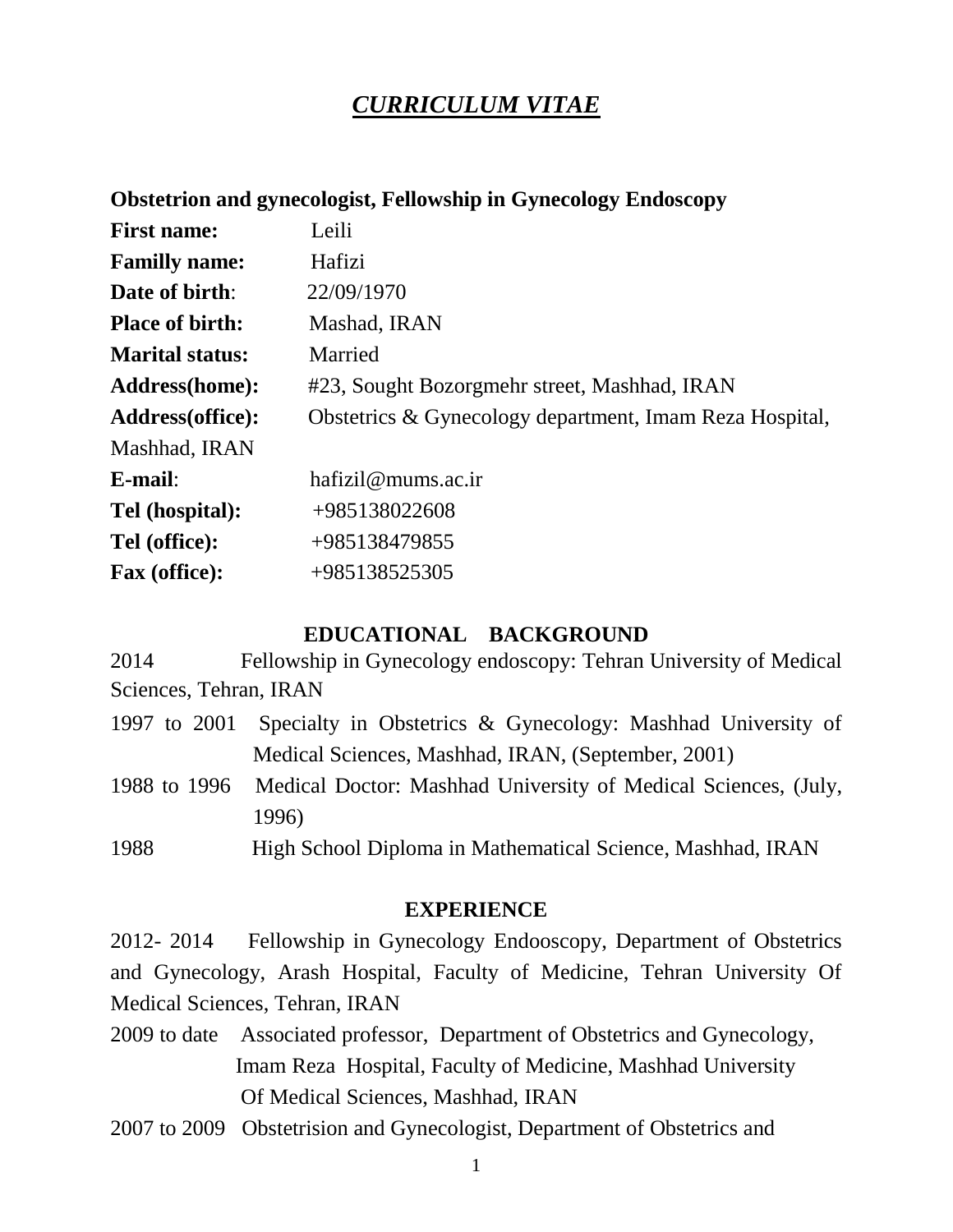# *CURRICULUM VITAE*

**Obstetrion and gynecologist, Fellowship in Gynecology Endoscopy**

**First name:** Leili

**Familly name:** Hafizi

**Date of birth**: 22/09/1970

**Place of birth:** Mashad, IRAN

**Marital status:** Married

**Address(home):** #23, Sought Bozorgmehr street, Mashhad, IRAN

**Address(office):** Obstetrics & Gynecology department, Imam Reza Hospital, Mashhad, IRAN

**E-mail**: hafizil@mums.ac.ir

**Tel (hospital):** +985138022608

**Tel (office):** +985138479855

**Fax (office):** +985138525305

## EDUCATIONAL BACKGROUND

2014 Fellowship in Gynecology endoscopy: Tehran University of Medical Sciences, Tehran, IRAN

1997 to 2001 Specialty in Obstetrics & Gynecology: Mashhad University of Medical Sciences, Mashhad, IRAN, (September, 2001)

1988 to 1996 Medical Doctor: Mashhad University of Medical Sciences, (July, 1996)

1988 High School Diploma in Mathematical Science, Mashhad, IRAN

## EXPERIENCE

2012- 2014 Fellowship in Gynecology Endooscopy, Department of Obstetrics and Gynecology, Arash Hospital, Faculty of Medicine, Tehran University Of Medical Sciences, Tehran, IRAN

2009 to date Associated professor, Department of Obstetrics and Gynecology, Imam Reza Hospital, Faculty of Medicine, Mashhad University Of Medical Sciences, Mashhad, IRAN

2007 to 2009 Obstetrision and Gynecologist, Department of Obstetrics and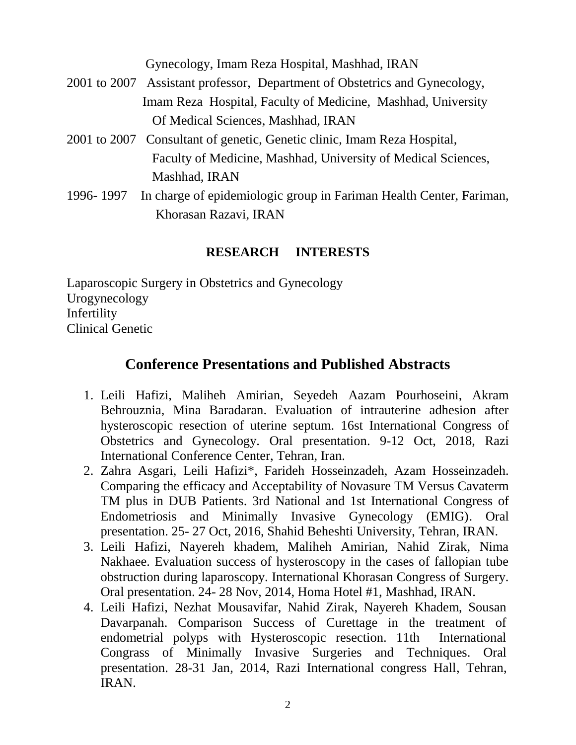Gynecology, Imam Reza Hospital, Mashhad, IRAN

2001 to 2007 Assistant professor, Department of Obstetrics and Gynecology, Imam Reza Hospital, Faculty of Medicine, Mashhad, University Of Medical Sciences, Mashhad, IRAN

2001 to 2007 Consultant of genetic, Genetic clinic, Imam Reza Hospital, Faculty of Medicine, Mashhad, University of Medical Sciences, Mashhad, IRAN

1996- 1997 In charge of epidemiologic group in Fariman Health Center, Fariman, Khorasan Razavi, IRAN

**RESEARCH INTERESTS**

Laparoscopic Surgery in Obstetrics and Gynecology
Urogynecology
Infertility
Clinical Genetic

## Conference Presentations and Published Abstracts

1. Leili Hafizi, Maliheh Amirian, Seyedeh Aazam Pourhoseini, Akram Behrouznia, Mina Baradaran. Evaluation of intrauterine adhesion after hysteroscopic resection of uterine septum. 16st International Congress of Obstetrics and Gynecology. Oral presentation. 9-12 Oct, 2018, Razi International Conference Center, Tehran, Iran.
2. Zahra Asgari, Leili Hafizi*, Farideh Hosseinzadeh, Azam Hosseinzadeh. Comparing the efficacy and Acceptability of Novasure TM Versus Cavaterm TM plus in DUB Patients. 3rd National and 1st International Congress of Endometriosis and Minimally Invasive Gynecology (EMIG). Oral presentation. 25- 27 Oct, 2016, Shahid Beheshti University, Tehran, IRAN.
3. Leili Hafizi, Nayereh khadem, Maliheh Amirian, Nahid Zirak, Nima Nakhaee. Evaluation success of hysteroscopy in the cases of fallopian tube obstruction during laparoscopy. International Khorasan Congress of Surgery. Oral presentation. 24- 28 Nov, 2014, Homa Hotel #1, Mashhad, IRAN.
4. Leili Hafizi, Nezhat Mousavifar, Nahid Zirak, Nayereh Khadem, Sousan Davarpanah. Comparison Success of Curettage in the treatment of endometrial polyps with Hysteroscopic resection. 11th International Congrass of Minimally Invasive Surgeries and Techniques. Oral presentation. 28-31 Jan, 2014, Razi International congress Hall, Tehran, IRAN.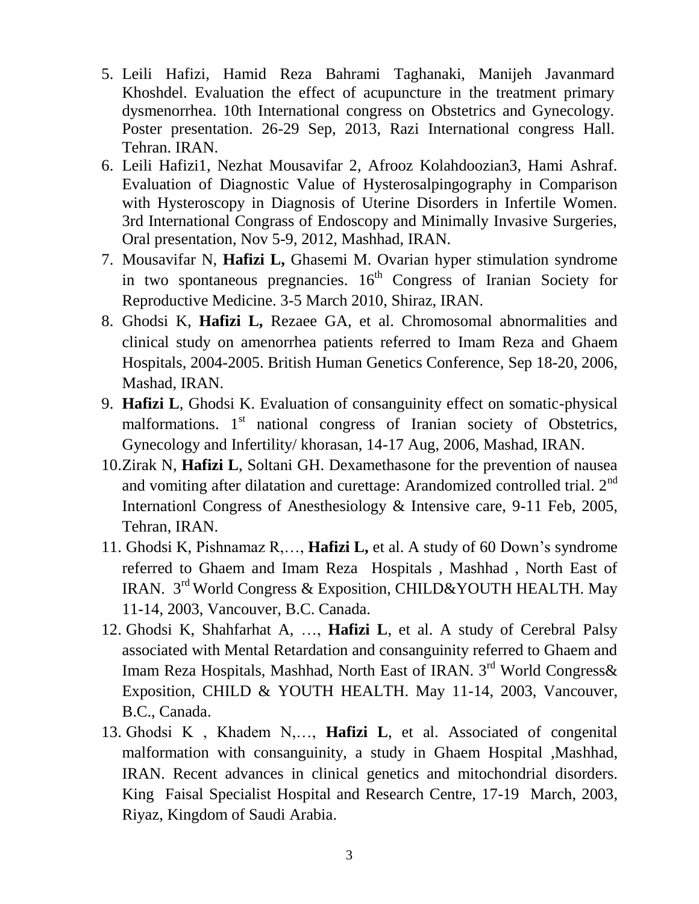5. Leili Hafizi, Hamid Reza Bahrami Taghanaki, Manijeh Javanmard Khoshdel. Evaluation the effect of acupuncture in the treatment primary dysmenorrhea. 10th International congress on Obstetrics and Gynecology. Poster presentation. 26-29 Sep, 2013, Razi International congress Hall. Tehran. IRAN.
6. Leili Hafizi1, Nezhat Mousavifar 2, Afrooz Kolahdoozian3, Hami Ashraf. Evaluation of Diagnostic Value of Hysterosalpingography in Comparison with Hysteroscopy in Diagnosis of Uterine Disorders in Infertile Women. 3rd International Congrass of Endoscopy and Minimally Invasive Surgeries, Oral presentation, Nov 5-9, 2012, Mashhad, IRAN.
7. Mousavifar N, **Hafizi L,** Ghasemi M. Ovarian hyper stimulation syndrome in two spontaneous pregnancies. 16th Congress of Iranian Society for Reproductive Medicine. 3-5 March 2010, Shiraz, IRAN.
8. Ghodsi K, **Hafizi L,** Rezaee GA, et al. Chromosomal abnormalities and clinical study on amenorrhea patients referred to Imam Reza and Ghaem Hospitals, 2004-2005. British Human Genetics Conference, Sep 18-20, 2006, Mashad, IRAN.
9. **Hafizi L**, Ghodsi K. Evaluation of consanguinity effect on somatic-physical malformations. 1st national congress of Iranian society of Obstetrics, Gynecology and Infertility/ khorasan, 14-17 Aug, 2006, Mashad, IRAN.
10. Zirak N, **Hafizi L**, Soltani GH. Dexamethasone for the prevention of nausea and vomiting after dilatation and curettage: Arandomized controlled trial. 2nd Internationl Congress of Anesthesiology & Intensive care, 9-11 Feb, 2005, Tehran, IRAN.
11. Ghodsi K, Pishnamaz R,…, **Hafizi L,** et al. A study of 60 Down's syndrome referred to Ghaem and Imam Reza Hospitals , Mashhad , North East of IRAN. 3rd World Congress & Exposition, CHILD&YOUTH HEALTH. May 11-14, 2003, Vancouver, B.C. Canada.
12. Ghodsi K, Shahfarhat A, …, **Hafizi L**, et al. A study of Cerebral Palsy associated with Mental Retardation and consanguinity referred to Ghaem and Imam Reza Hospitals, Mashhad, North East of IRAN. 3rd World Congress& Exposition, CHILD & YOUTH HEALTH. May 11-14, 2003, Vancouver, B.C., Canada.
13. Ghodsi K , Khadem N,…, **Hafizi L**, et al. Associated of congenital malformation with consanguinity, a study in Ghaem Hospital ,Mashhad, IRAN. Recent advances in clinical genetics and mitochondrial disorders. King Faisal Specialist Hospital and Research Centre, 17-19 March, 2003, Riyaz, Kingdom of Saudi Arabia.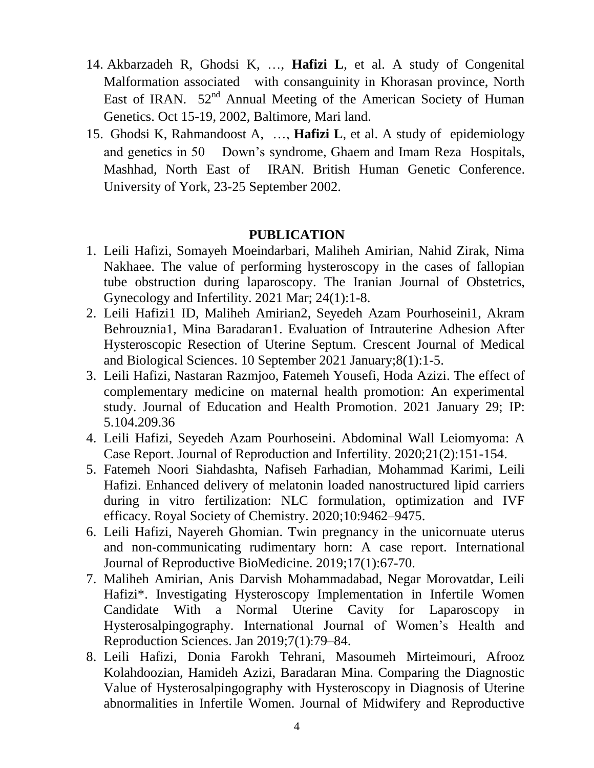14. Akbarzadeh R, Ghodsi K, …, **Hafizi L**, et al. A study of Congenital Malformation associated with consanguinity in Khorasan province, North East of IRAN. 52nd Annual Meeting of the American Society of Human Genetics. Oct 15-19, 2002, Baltimore, Mari land.
15. Ghodsi K, Rahmandoost A, …, **Hafizi L**, et al. A study of epidemiology and genetics in 50 Down's syndrome, Ghaem and Imam Reza Hospitals, Mashhad, North East of IRAN. British Human Genetic Conference. University of York, 23-25 September 2002.

## PUBLICATION

1. Leili Hafizi, Somayeh Moeindarbari, Maliheh Amirian, Nahid Zirak, Nima Nakhaee. The value of performing hysteroscopy in the cases of fallopian tube obstruction during laparoscopy. The Iranian Journal of Obstetrics, Gynecology and Infertility. 2021 Mar; 24(1):1-8.
2. Leili Hafizi1 ID, Maliheh Amirian2, Seyedeh Azam Pourhoseini1, Akram Behrouznia1, Mina Baradaran1. Evaluation of Intrauterine Adhesion After Hysteroscopic Resection of Uterine Septum. Crescent Journal of Medical and Biological Sciences. 10 September 2021 January;8(1):1-5.
3. Leili Hafizi, Nastaran Razmjoo, Fatemeh Yousefi, Hoda Azizi. The effect of complementary medicine on maternal health promotion: An experimental study. Journal of Education and Health Promotion. 2021 January 29; IP: 5.104.209.36
4. Leili Hafizi, Seyedeh Azam Pourhoseini. Abdominal Wall Leiomyoma: A Case Report. Journal of Reproduction and Infertility. 2020;21(2):151-154.
5. Fatemeh Noori Siahdashta, Nafiseh Farhadian, Mohammad Karimi, Leili Hafizi. Enhanced delivery of melatonin loaded nanostructured lipid carriers during in vitro fertilization: NLC formulation, optimization and IVF efficacy. Royal Society of Chemistry. 2020;10:9462–9475.
6. Leili Hafizi, Nayereh Ghomian. Twin pregnancy in the unicornuate uterus and non-communicating rudimentary horn: A case report. International Journal of Reproductive BioMedicine. 2019;17(1):67-70.
7. Maliheh Amirian, Anis Darvish Mohammadabad, Negar Morovatdar, Leili Hafizi*. Investigating Hysteroscopy Implementation in Infertile Women Candidate With a Normal Uterine Cavity for Laparoscopy in Hysterosalpingography. International Journal of Women's Health and Reproduction Sciences. Jan 2019;7(1):79–84.
8. Leili Hafizi, Donia Farokh Tehrani, Masoumeh Mirteimouri, Afrooz Kolahdoozian, Hamideh Azizi, Baradaran Mina. Comparing the Diagnostic Value of Hysterosalpingography with Hysteroscopy in Diagnosis of Uterine abnormalities in Infertile Women. Journal of Midwifery and Reproductive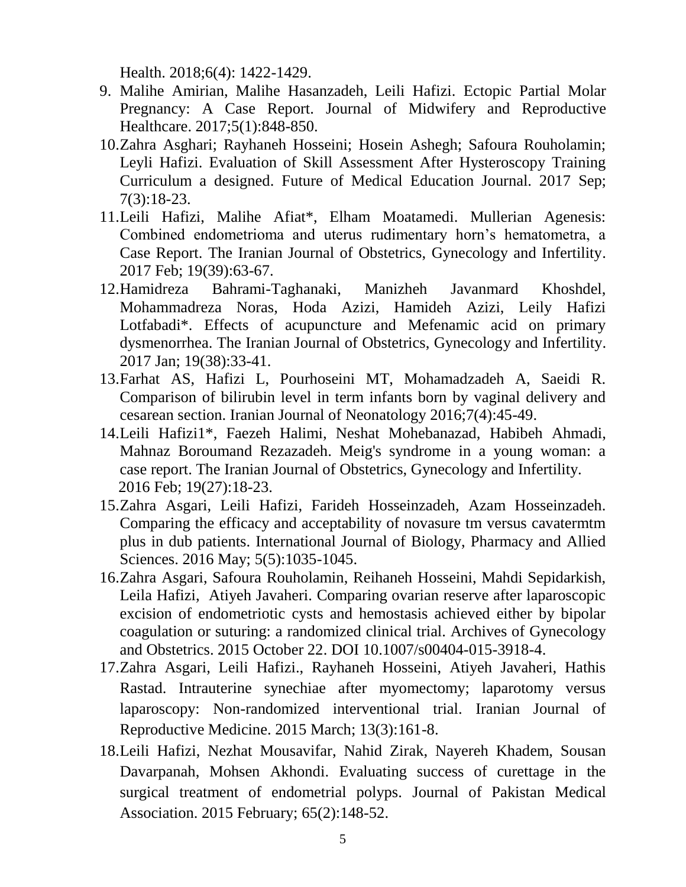Health. 2018;6(4): 1422-1429.

9. Malihe Amirian, Malihe Hasanzadeh, Leili Hafizi. Ectopic Partial Molar Pregnancy: A Case Report. Journal of Midwifery and Reproductive Healthcare. 2017;5(1):848-850.
10. Zahra Asghari; Rayhaneh Hosseini; Hosein Ashegh; Safoura Rouholamin; Leyli Hafizi. Evaluation of Skill Assessment After Hysteroscopy Training Curriculum a designed. Future of Medical Education Journal. 2017 Sep; 7(3):18-23.
11. Leili Hafizi, Malihe Afiat*, Elham Moatamedi. Mullerian Agenesis: Combined endometrioma and uterus rudimentary horn's hematometra, a Case Report. The Iranian Journal of Obstetrics, Gynecology and Infertility. 2017 Feb; 19(39):63-67.
12. Hamidreza Bahrami-Taghanaki, Manizheh Javanmard Khoshdel, Mohammadreza Noras, Hoda Azizi, Hamideh Azizi, Leily Hafizi Lotfabadi*. Effects of acupuncture and Mefenamic acid on primary dysmenorrhea. The Iranian Journal of Obstetrics, Gynecology and Infertility. 2017 Jan; 19(38):33-41.
13. Farhat AS, Hafizi L, Pourhoseini MT, Mohamadzadeh A, Saeidi R. Comparison of bilirubin level in term infants born by vaginal delivery and cesarean section. Iranian Journal of Neonatology 2016;7(4):45-49.
14. Leili Hafizi1*, Faezeh Halimi, Neshat Mohebanazad, Habibeh Ahmadi, Mahnaz Boroumand Rezazadeh. Meig's syndrome in a young woman: a case report. The Iranian Journal of Obstetrics, Gynecology and Infertility. 2016 Feb; 19(27):18-23.
15. Zahra Asgari, Leili Hafizi, Farideh Hosseinzadeh, Azam Hosseinzadeh. Comparing the efficacy and acceptability of novasure tm versus cavatermtm plus in dub patients. International Journal of Biology, Pharmacy and Allied Sciences. 2016 May; 5(5):1035-1045.
16. Zahra Asgari, Safoura Rouholamin, Reihaneh Hosseini, Mahdi Sepidarkish, Leila Hafizi, Atiyeh Javaheri. Comparing ovarian reserve after laparoscopic excision of endometriotic cysts and hemostasis achieved either by bipolar coagulation or suturing: a randomized clinical trial. Archives of Gynecology and Obstetrics. 2015 October 22. DOI 10.1007/s00404-015-3918-4.
17. Zahra Asgari, Leili Hafizi., Rayhaneh Hosseini, Atiyeh Javaheri, Hathis Rastad. Intrauterine synechiae after myomectomy; laparotomy versus laparoscopy: Non-randomized interventional trial. Iranian Journal of Reproductive Medicine. 2015 March; 13(3):161-8.
18. Leili Hafizi, Nezhat Mousavifar, Nahid Zirak, Nayereh Khadem, Sousan Davarpanah, Mohsen Akhondi. Evaluating success of curettage in the surgical treatment of endometrial polyps. Journal of Pakistan Medical Association. 2015 February; 65(2):148-52.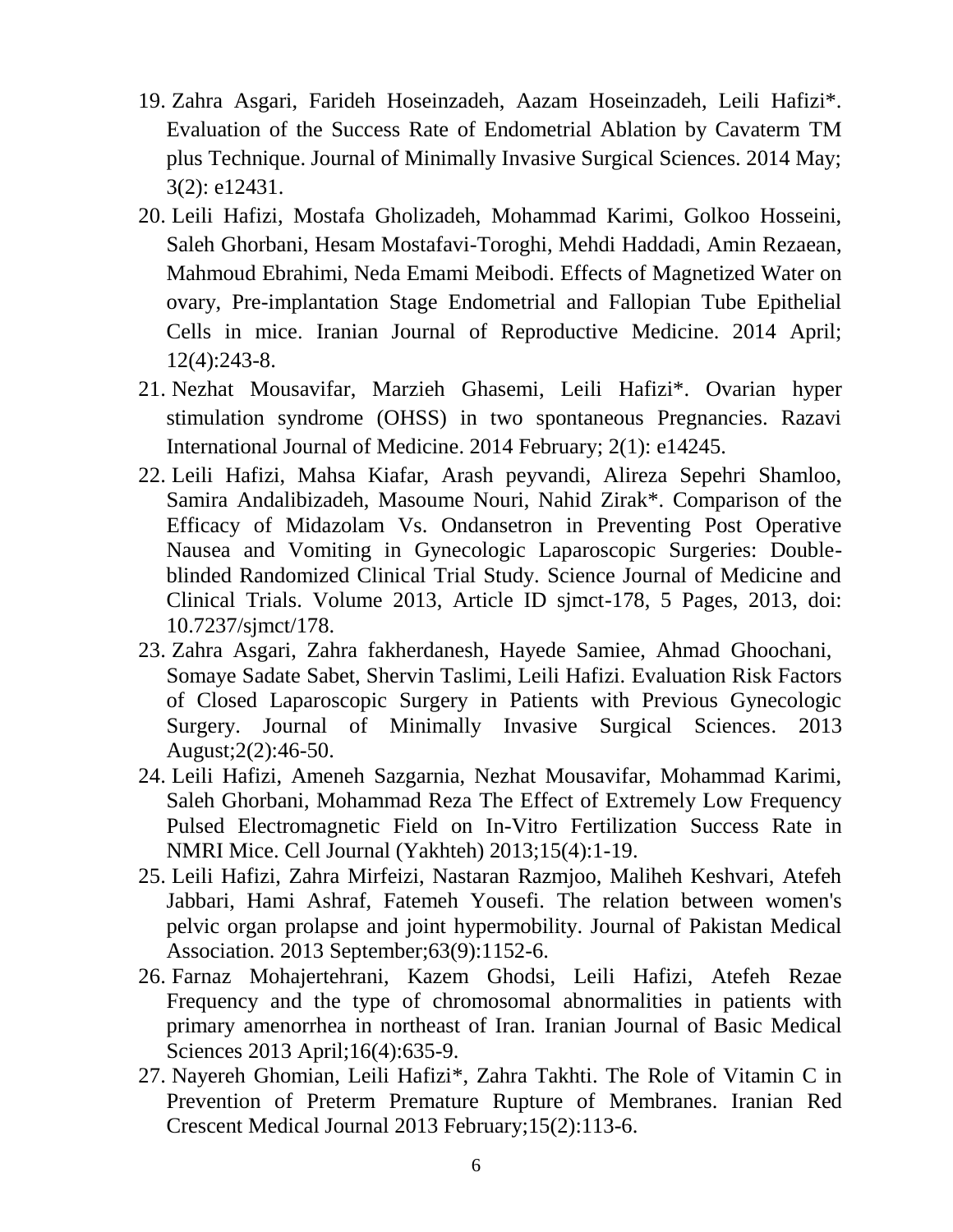19. Zahra Asgari, Farideh Hoseinzadeh, Aazam Hoseinzadeh, Leili Hafizi*. Evaluation of the Success Rate of Endometrial Ablation by Cavaterm TM plus Technique. Journal of Minimally Invasive Surgical Sciences. 2014 May; 3(2): e12431.
20. Leili Hafizi, Mostafa Gholizadeh, Mohammad Karimi, Golkoo Hosseini, Saleh Ghorbani, Hesam Mostafavi-Toroghi, Mehdi Haddadi, Amin Rezaean, Mahmoud Ebrahimi, Neda Emami Meibodi. Effects of Magnetized Water on ovary, Pre-implantation Stage Endometrial and Fallopian Tube Epithelial Cells in mice. Iranian Journal of Reproductive Medicine. 2014 April; 12(4):243-8.
21. Nezhat Mousavifar, Marzieh Ghasemi, Leili Hafizi*. Ovarian hyper stimulation syndrome (OHSS) in two spontaneous Pregnancies. Razavi International Journal of Medicine. 2014 February; 2(1): e14245.
22. Leili Hafizi, Mahsa Kiafar, Arash peyvandi, Alireza Sepehri Shamloo, Samira Andalibizadeh, Masoume Nouri, Nahid Zirak*. Comparison of the Efficacy of Midazolam Vs. Ondansetron in Preventing Post Operative Nausea and Vomiting in Gynecologic Laparoscopic Surgeries: Double-blinded Randomized Clinical Trial Study. Science Journal of Medicine and Clinical Trials. Volume 2013, Article ID sjmct-178, 5 Pages, 2013, doi: 10.7237/sjmct/178.
23. Zahra Asgari, Zahra fakherdanesh, Hayede Samiee, Ahmad Ghoochani, Somaye Sadate Sabet, Shervin Taslimi, Leili Hafizi. Evaluation Risk Factors of Closed Laparoscopic Surgery in Patients with Previous Gynecologic Surgery. Journal of Minimally Invasive Surgical Sciences. 2013 August;2(2):46-50.
24. Leili Hafizi, Ameneh Sazgarnia, Nezhat Mousavifar, Mohammad Karimi, Saleh Ghorbani, Mohammad Reza The Effect of Extremely Low Frequency Pulsed Electromagnetic Field on In-Vitro Fertilization Success Rate in NMRI Mice. Cell Journal (Yakhteh) 2013;15(4):1-19.
25. Leili Hafizi, Zahra Mirfeizi, Nastaran Razmjoo, Maliheh Keshvari, Atefeh Jabbari, Hami Ashraf, Fatemeh Yousefi. The relation between women's pelvic organ prolapse and joint hypermobility. Journal of Pakistan Medical Association. 2013 September;63(9):1152-6.
26. Farnaz Mohajertehrani, Kazem Ghodsi, Leili Hafizi, Atefeh Rezae Frequency and the type of chromosomal abnormalities in patients with primary amenorrhea in northeast of Iran. Iranian Journal of Basic Medical Sciences 2013 April;16(4):635-9.
27. Nayereh Ghomian, Leili Hafizi*, Zahra Takhti. The Role of Vitamin C in Prevention of Preterm Premature Rupture of Membranes. Iranian Red Crescent Medical Journal 2013 February;15(2):113-6.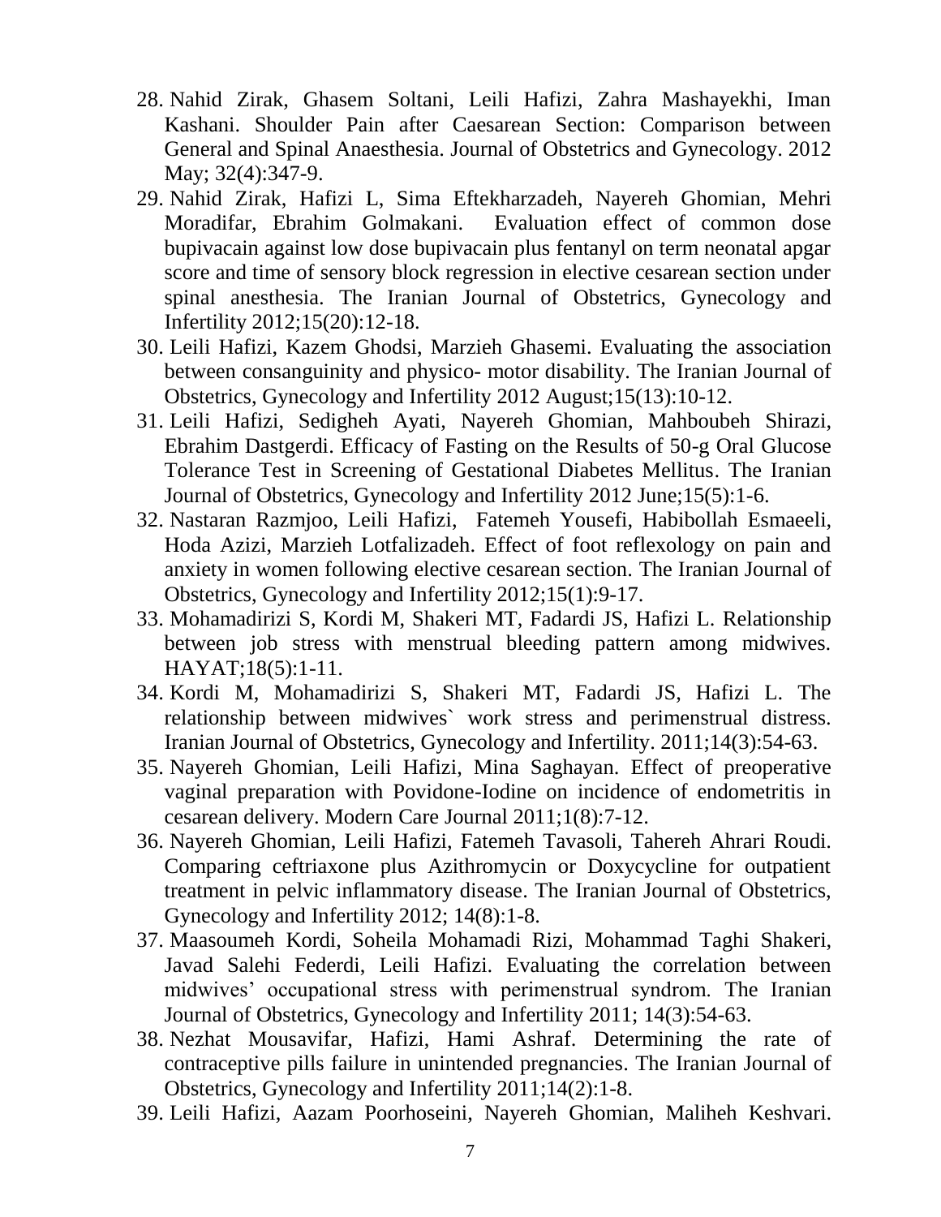28. Nahid Zirak, Ghasem Soltani, Leili Hafizi, Zahra Mashayekhi, Iman Kashani. Shoulder Pain after Caesarean Section: Comparison between General and Spinal Anaesthesia. Journal of Obstetrics and Gynecology. 2012 May; 32(4):347-9.
29. Nahid Zirak, Hafizi L, Sima Eftekharzadeh, Nayereh Ghomian, Mehri Moradifar, Ebrahim Golmakani. Evaluation effect of common dose bupivacain against low dose bupivacain plus fentanyl on term neonatal apgar score and time of sensory block regression in elective cesarean section under spinal anesthesia. The Iranian Journal of Obstetrics, Gynecology and Infertility 2012;15(20):12-18.
30. Leili Hafizi, Kazem Ghodsi, Marzieh Ghasemi. Evaluating the association between consanguinity and physico- motor disability. The Iranian Journal of Obstetrics, Gynecology and Infertility 2012 August;15(13):10-12.
31. Leili Hafizi, Sedigheh Ayati, Nayereh Ghomian, Mahboubeh Shirazi, Ebrahim Dastgerdi. Efficacy of Fasting on the Results of 50-g Oral Glucose Tolerance Test in Screening of Gestational Diabetes Mellitus. The Iranian Journal of Obstetrics, Gynecology and Infertility 2012 June;15(5):1-6.
32. Nastaran Razmjoo, Leili Hafizi, Fatemeh Yousefi, Habibollah Esmaeeli, Hoda Azizi, Marzieh Lotfalizadeh. Effect of foot reflexology on pain and anxiety in women following elective cesarean section. The Iranian Journal of Obstetrics, Gynecology and Infertility 2012;15(1):9-17.
33. Mohamadirizi S, Kordi M, Shakeri MT, Fadardi JS, Hafizi L. Relationship between job stress with menstrual bleeding pattern among midwives. HAYAT;18(5):1-11.
34. Kordi M, Mohamadirizi S, Shakeri MT, Fadardi JS, Hafizi L. The relationship between midwives` work stress and perimenstrual distress. Iranian Journal of Obstetrics, Gynecology and Infertility. 2011;14(3):54-63.
35. Nayereh Ghomian, Leili Hafizi, Mina Saghayan. Effect of preoperative vaginal preparation with Povidone-Iodine on incidence of endometritis in cesarean delivery. Modern Care Journal 2011;1(8):7-12.
36. Nayereh Ghomian, Leili Hafizi, Fatemeh Tavasoli, Tahereh Ahrari Roudi. Comparing ceftriaxone plus Azithromycin or Doxycycline for outpatient treatment in pelvic inflammatory disease. The Iranian Journal of Obstetrics, Gynecology and Infertility 2012; 14(8):1-8.
37. Maasoumeh Kordi, Soheila Mohamadi Rizi, Mohammad Taghi Shakeri, Javad Salehi Federdi, Leili Hafizi. Evaluating the correlation between midwives' occupational stress with perimenstrual syndrom. The Iranian Journal of Obstetrics, Gynecology and Infertility 2011; 14(3):54-63.
38. Nezhat Mousavifar, Hafizi, Hami Ashraf. Determining the rate of contraceptive pills failure in unintended pregnancies. The Iranian Journal of Obstetrics, Gynecology and Infertility 2011;14(2):1-8.
39. Leili Hafizi, Aazam Poorhoseini, Nayereh Ghomian, Maliheh Keshvari.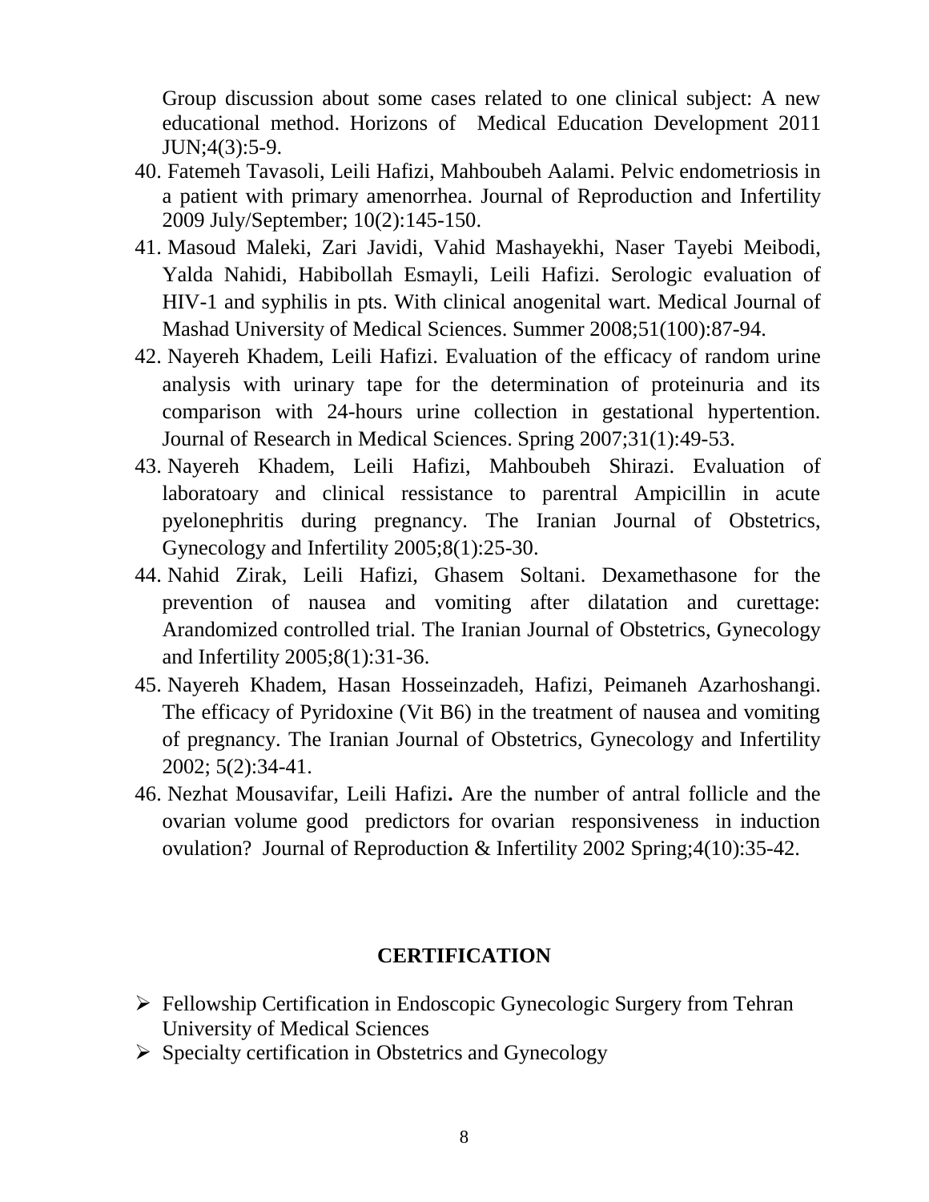Group discussion about some cases related to one clinical subject: A new educational method. Horizons of Medical Education Development 2011 JUN;4(3):5-9.

40. Fatemeh Tavasoli, Leili Hafizi, Mahboubeh Aalami. Pelvic endometriosis in a patient with primary amenorrhea. Journal of Reproduction and Infertility 2009 July/September; 10(2):145-150.
41. Masoud Maleki, Zari Javidi, Vahid Mashayekhi, Naser Tayebi Meibodi, Yalda Nahidi, Habibollah Esmayli, Leili Hafizi. Serologic evaluation of HIV-1 and syphilis in pts. With clinical anogenital wart. Medical Journal of Mashad University of Medical Sciences. Summer 2008;51(100):87-94.
42. Nayereh Khadem, Leili Hafizi. Evaluation of the efficacy of random urine analysis with urinary tape for the determination of proteinuria and its comparison with 24-hours urine collection in gestational hypertention. Journal of Research in Medical Sciences. Spring 2007;31(1):49-53.
43. Nayereh Khadem, Leili Hafizi, Mahboubeh Shirazi. Evaluation of laboratoary and clinical ressistance to parentral Ampicillin in acute pyelonephritis during pregnancy. The Iranian Journal of Obstetrics, Gynecology and Infertility 2005;8(1):25-30.
44. Nahid Zirak, Leili Hafizi, Ghasem Soltani. Dexamethasone for the prevention of nausea and vomiting after dilatation and curettage: Arandomized controlled trial. The Iranian Journal of Obstetrics, Gynecology and Infertility 2005;8(1):31-36.
45. Nayereh Khadem, Hasan Hosseinzadeh, Hafizi, Peimaneh Azarhoshangi. The efficacy of Pyridoxine (Vit B6) in the treatment of nausea and vomiting of pregnancy. The Iranian Journal of Obstetrics, Gynecology and Infertility 2002; 5(2):34-41.
46. Nezhat Mousavifar, Leili Hafizi**.** Are the number of antral follicle and the ovarian volume good predictors for ovarian responsiveness in induction ovulation? Journal of Reproduction & Infertility 2002 Spring;4(10):35-42.

## CERTIFICATION

- Fellowship Certification in Endoscopic Gynecologic Surgery from Tehran University of Medical Sciences
- Specialty certification in Obstetrics and Gynecology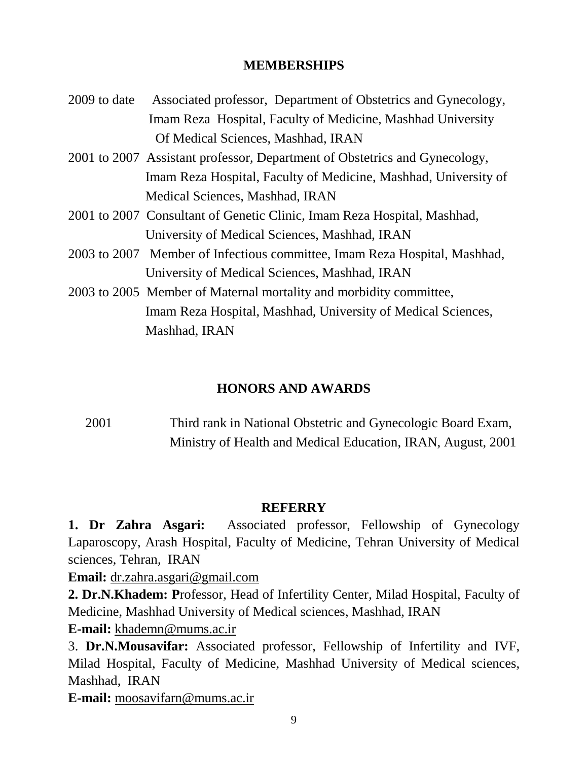## MEMBERSHIPS

2009 to date Associated professor, Department of Obstetrics and Gynecology, Imam Reza Hospital, Faculty of Medicine, Mashhad University Of Medical Sciences, Mashhad, IRAN

2001 to 2007 Assistant professor, Department of Obstetrics and Gynecology, Imam Reza Hospital, Faculty of Medicine, Mashhad, University of Medical Sciences, Mashhad, IRAN

2001 to 2007 Consultant of Genetic Clinic, Imam Reza Hospital, Mashhad, University of Medical Sciences, Mashhad, IRAN

2003 to 2007 Member of Infectious committee, Imam Reza Hospital, Mashhad, University of Medical Sciences, Mashhad, IRAN

2003 to 2005 Member of Maternal mortality and morbidity committee, Imam Reza Hospital, Mashhad, University of Medical Sciences, Mashhad, IRAN

## HONORS AND AWARDS

2001 Third rank in National Obstetric and Gynecologic Board Exam, Ministry of Health and Medical Education, IRAN, August, 2001

## REFERRY

**1. Dr Zahra Asgari:** Associated professor, Fellowship of Gynecology Laparoscopy, Arash Hospital, Faculty of Medicine, Tehran University of Medical sciences, Tehran, IRAN

**Email:** dr.zahra.asgari@gmail.com

**2. Dr.N.Khadem: P**rofessor, Head of Infertility Center, Milad Hospital, Faculty of Medicine, Mashhad University of Medical sciences, Mashhad, IRAN

**E-mail:** khademn@mums.ac.ir

3. **Dr.N.Mousavifar:** Associated professor, Fellowship of Infertility and IVF, Milad Hospital, Faculty of Medicine, Mashhad University of Medical sciences, Mashhad, IRAN

**E-mail:** moosavifarn@mums.ac.ir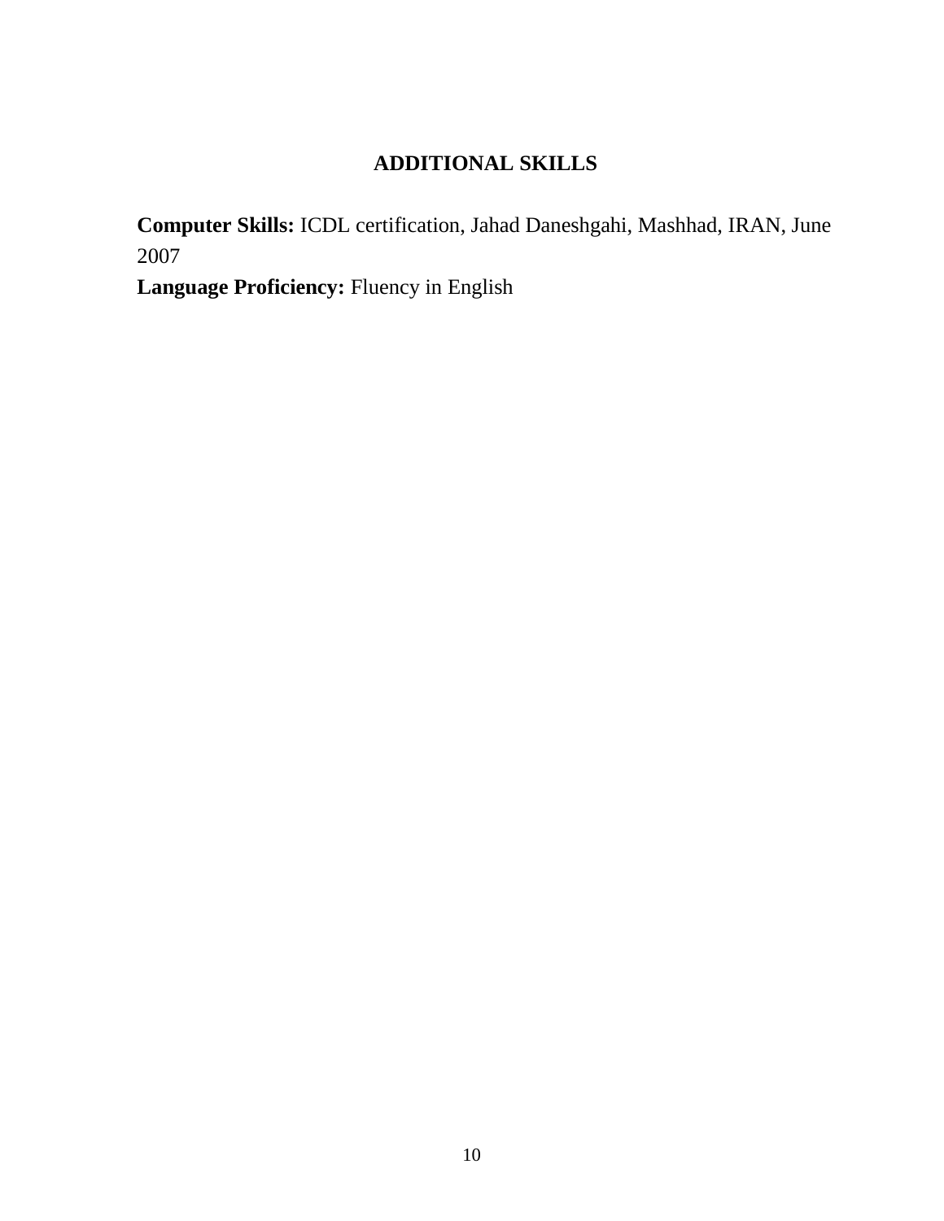## ADDITIONAL SKILLS

**Computer Skills:** ICDL certification, Jahad Daneshgahi, Mashhad, IRAN, June 2007

**Language Proficiency:** Fluency in English